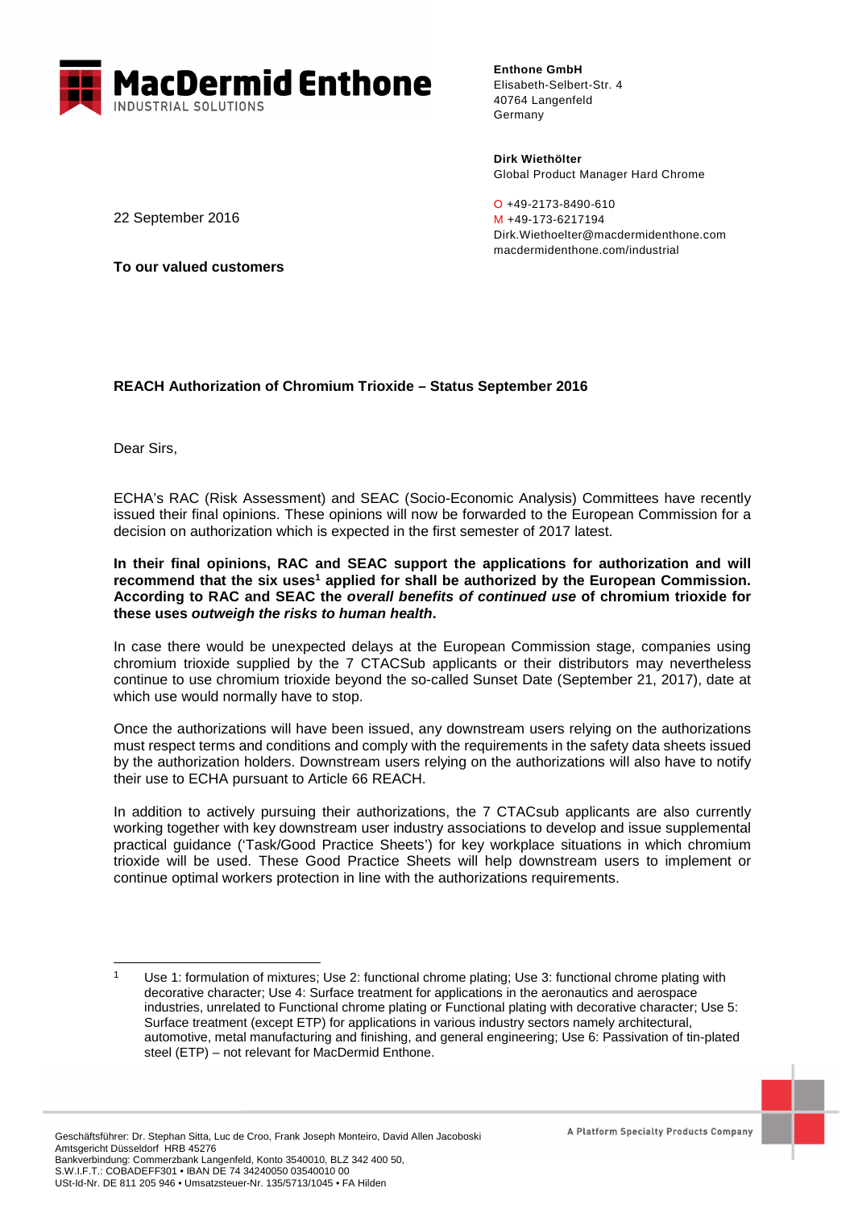**MacDermid Enthone**
INDUSTRIAL SOLUTIONS

**Enthone GmbH**
Elisabeth-Selbert-Str. 4
40764 Langenfeld
Germany

**Dirk Wiethölter**
Global Product Manager Hard Chrome

O +49-2173-8490-610
M +49-173-6217194
Dirk.Wiethoelter@macdermidenthone.com
macdermidenthone.com/industrial

22 September 2016

**To our valued customers**

**REACH Authorization of Chromium Trioxide – Status September 2016**

Dear Sirs,

ECHA's RAC (Risk Assessment) and SEAC (Socio-Economic Analysis) Committees have recently issued their final opinions. These opinions will now be forwarded to the European Commission for a decision on authorization which is expected in the first semester of 2017 latest.

**In their final opinions, RAC and SEAC support the applications for authorization and will recommend that the six uses[1] applied for shall be authorized by the European Commission. According to RAC and SEAC the *overall benefits of continued use* of chromium trioxide for these uses *outweigh the risks to human health*.**

In case there would be unexpected delays at the European Commission stage, companies using chromium trioxide supplied by the 7 CTACSub applicants or their distributors may nevertheless continue to use chromium trioxide beyond the so-called Sunset Date (September 21, 2017), date at which use would normally have to stop.

Once the authorizations will have been issued, any downstream users relying on the authorizations must respect terms and conditions and comply with the requirements in the safety data sheets issued by the authorization holders. Downstream users relying on the authorizations will also have to notify their use to ECHA pursuant to Article 66 REACH.

In addition to actively pursuing their authorizations, the 7 CTACsub applicants are also currently working together with key downstream user industry associations to develop and issue supplemental practical guidance ('Task/Good Practice Sheets') for key workplace situations in which chromium trioxide will be used. These Good Practice Sheets will help downstream users to implement or continue optimal workers protection in line with the authorizations requirements.

---

[1] Use 1: formulation of mixtures; Use 2: functional chrome plating; Use 3: functional chrome plating with decorative character; Use 4: Surface treatment for applications in the aeronautics and aerospace industries, unrelated to Functional chrome plating or Functional plating with decorative character; Use 5: Surface treatment (except ETP) for applications in various industry sectors namely architectural, automotive, metal manufacturing and finishing, and general engineering; Use 6: Passivation of tin-plated steel (ETP) – not relevant for MacDermid Enthone.

A Platform Specialty Products Company

Geschäftsführer: Dr. Stephan Sitta, Luc de Croo, Frank Joseph Monteiro, David Allen Jacoboski
Amtsgericht Düsseldorf HRB 45276
Bankverbindung: Commerzbank Langenfeld, Konto 3540010, BLZ 342 400 50,
S.W.I.F.T.: COBADEFF301 • IBAN DE 74 34240050 03540010 00
USt-Id-Nr. DE 811 205 946 • Umsatzsteuer-Nr. 135/5713/1045 • FA Hilden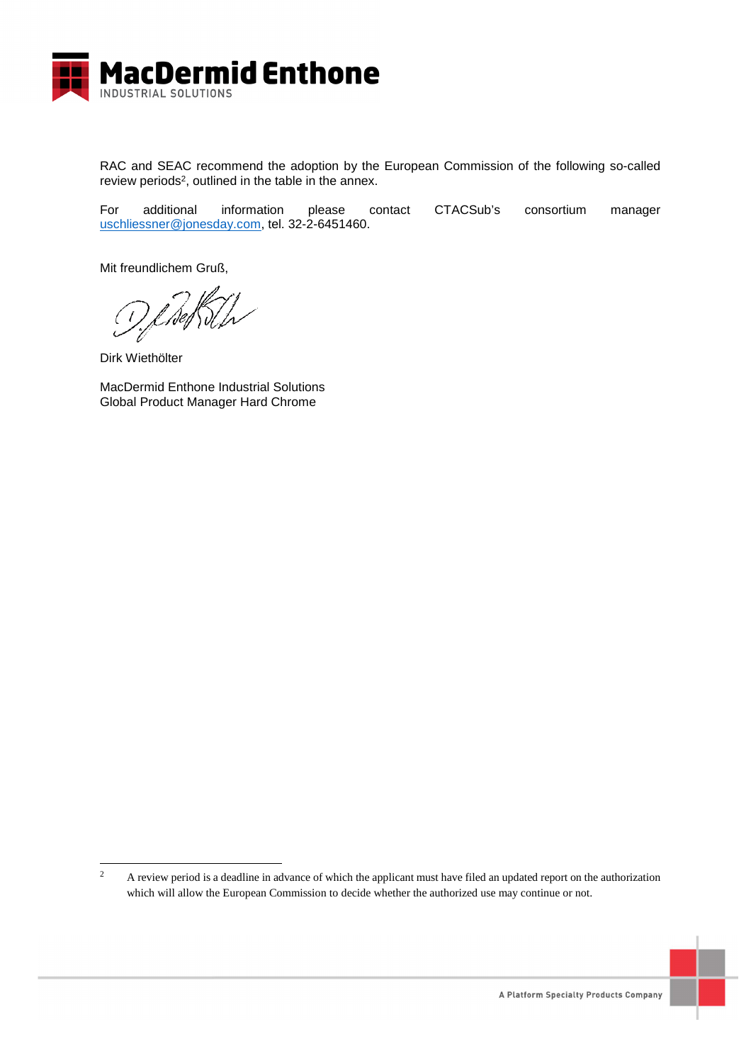RAC and SEAC recommend the adoption by the European Commission of the following so-called review periods[2], outlined in the table in the annex.

For additional information please contact CTACSub's consortium manager uschliessner@jonesday.com, tel. 32-2-6451460.

Mit freundlichem Gruß,

Dirk Wiethölter

MacDermid Enthone Industrial Solutions
Global Product Manager Hard Chrome

---

[2] A review period is a deadline in advance of which the applicant must have filed an updated report on the authorization which will allow the European Commission to decide whether the authorized use may continue or not.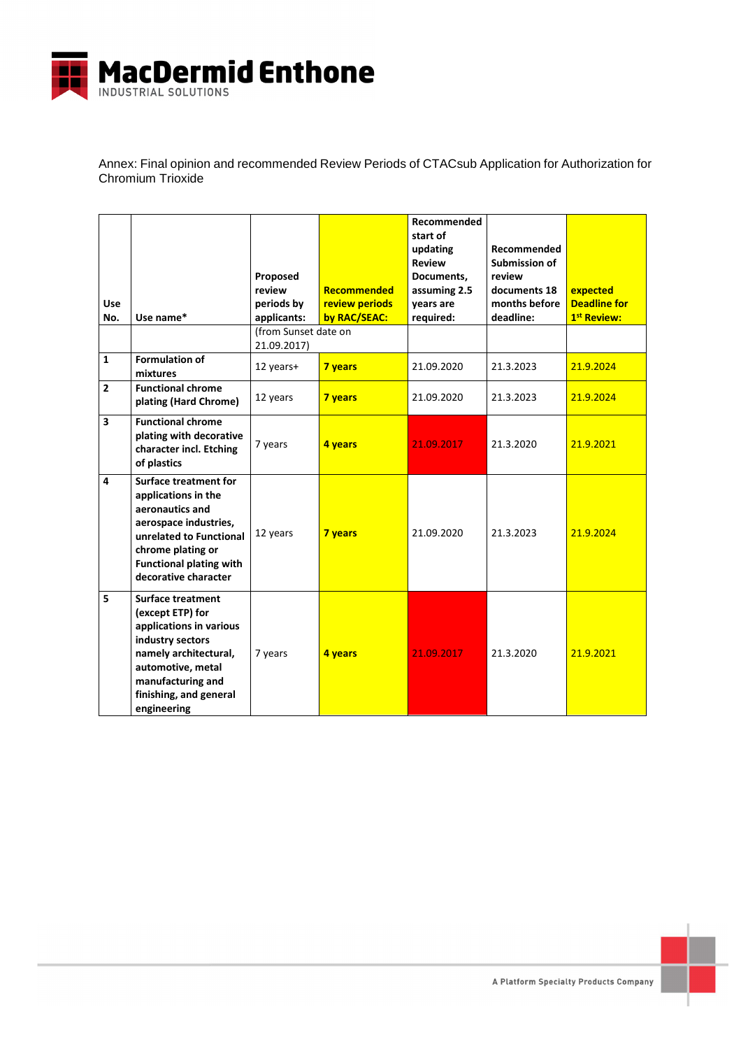Annex: Final opinion and recommended Review Periods of CTACsub Application for Authorization for Chromium Trioxide

| Use No. | Use name* | Proposed review periods by applicants: | Recommended review periods by RAC/SEAC: | Recommended start of updating Review Documents, assuming 2.5 years are required: | Recommended Submission of review documents 18 months before deadline: | expected Deadline for 1st Review: |
|---|---|---|---|---|---|---|
| | | (from Sunset date on 21.09.2017) | | | | |
| **1** | **Formulation of mixtures** | 12 years+ | **7 years** | 21.09.2020 | 21.3.2023 | 21.9.2024 |
| **2** | **Functional chrome plating (Hard Chrome)** | 12 years | **7 years** | 21.09.2020 | 21.3.2023 | 21.9.2024 |
| **3** | **Functional chrome plating with decorative character incl. Etching of plastics** | 7 years | **4 years** | 21.09.2017 | 21.3.2020 | 21.9.2021 |
| **4** | **Surface treatment for applications in the aeronautics and aerospace industries, unrelated to Functional chrome plating or Functional plating with decorative character** | 12 years | **7 years** | 21.09.2020 | 21.3.2023 | 21.9.2024 |
| **5** | **Surface treatment (except ETP) for applications in various industry sectors namely architectural, automotive, metal manufacturing and finishing, and general engineering** | 7 years | **4 years** | 21.09.2017 | 21.3.2020 | 21.9.2021 |